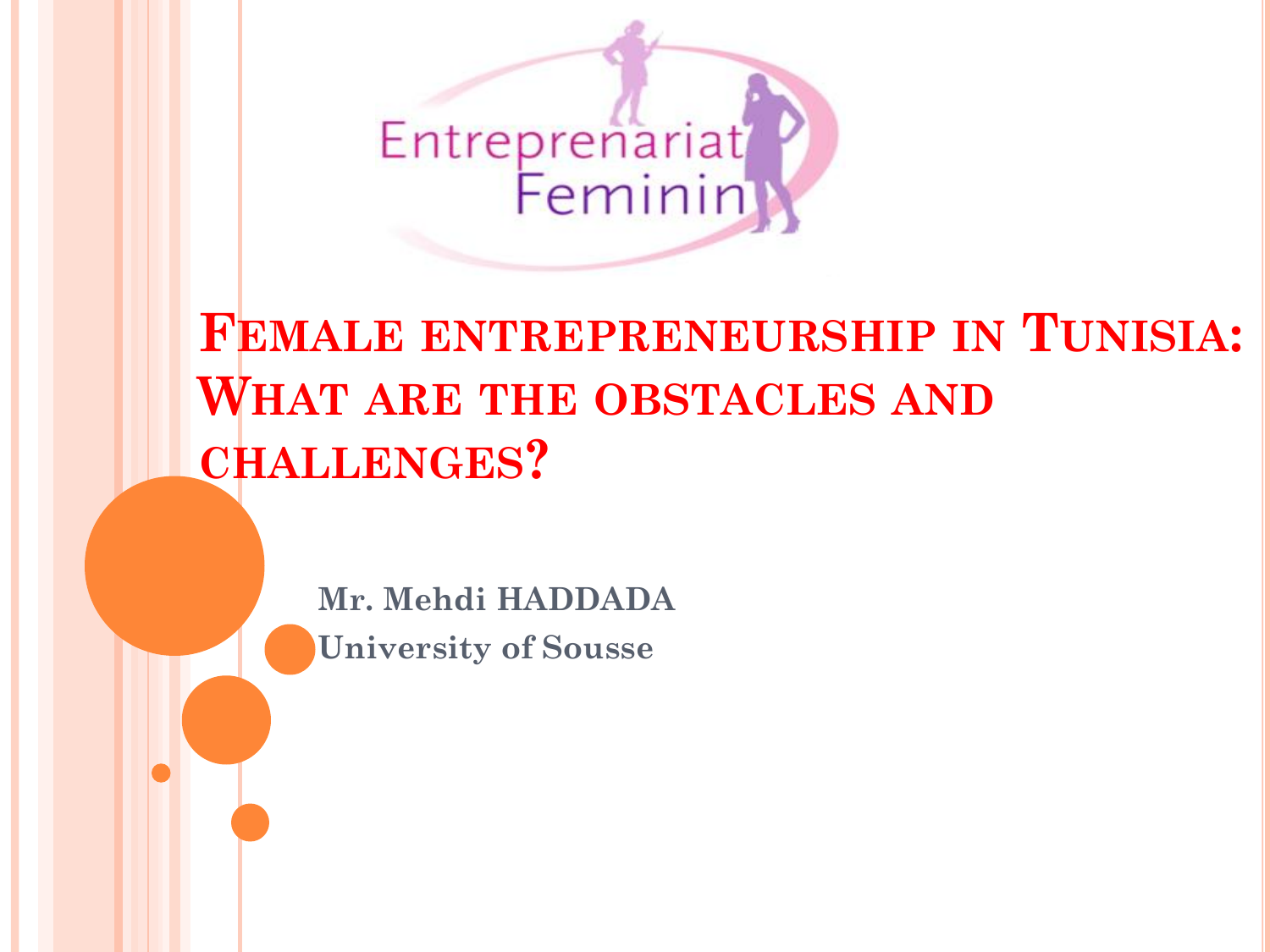Entreprenariat Feminin

# Female entrepreneurship in Tunisia: What are the obstacles and challenges?

**Mr. Mehdi HADDADA**
**University of Sousse**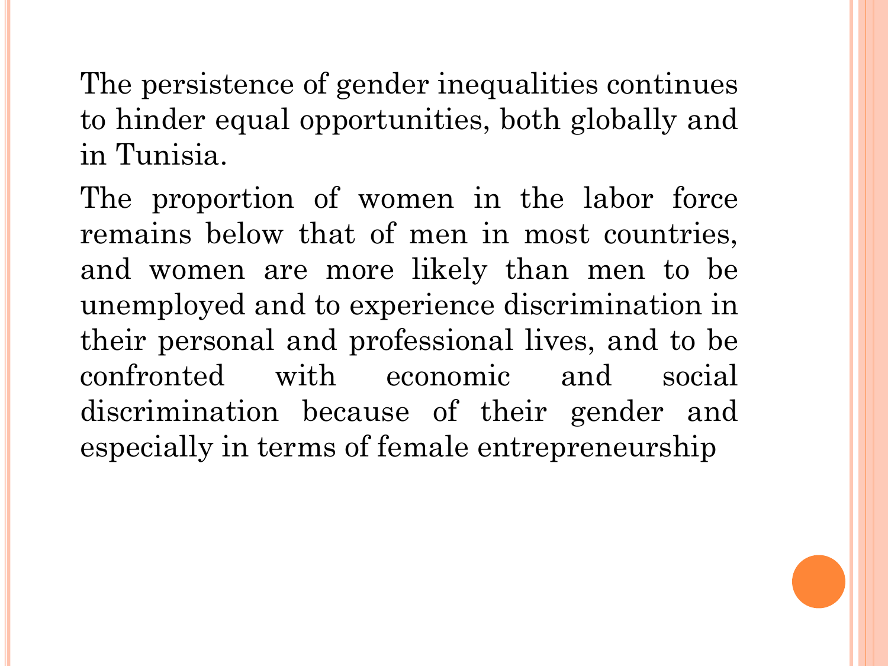The persistence of gender inequalities continues to hinder equal opportunities, both globally and in Tunisia.

The proportion of women in the labor force remains below that of men in most countries, and women are more likely than men to be unemployed and to experience discrimination in their personal and professional lives, and to be confronted with economic and social discrimination because of their gender and especially in terms of female entrepreneurship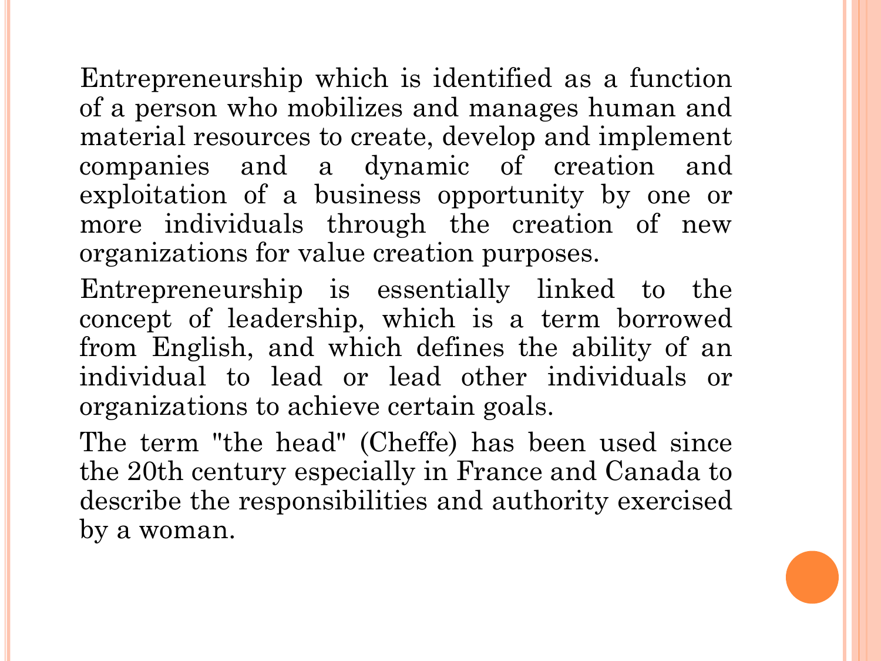Entrepreneurship which is identified as a function of a person who mobilizes and manages human and material resources to create, develop and implement companies and a dynamic of creation and exploitation of a business opportunity by one or more individuals through the creation of new organizations for value creation purposes.

Entrepreneurship is essentially linked to the concept of leadership, which is a term borrowed from English, and which defines the ability of an individual to lead or lead other individuals or organizations to achieve certain goals.

The term "the head" (Cheffe) has been used since the 20th century especially in France and Canada to describe the responsibilities and authority exercised by a woman.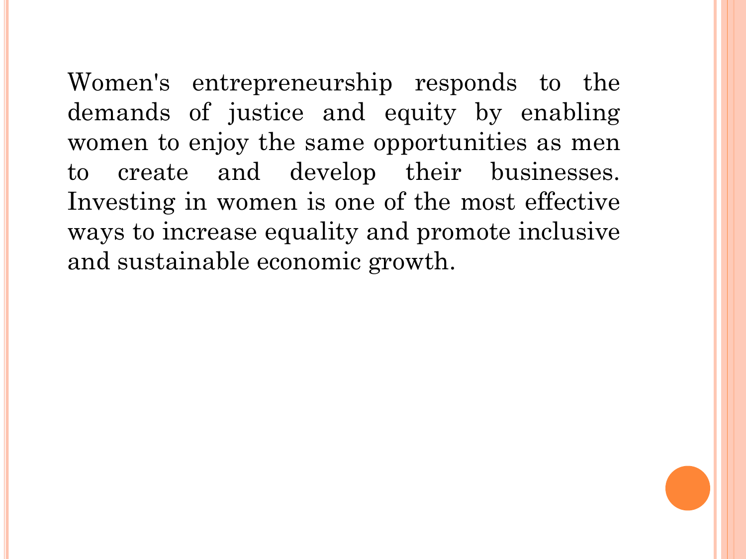Women's entrepreneurship responds to the demands of justice and equity by enabling women to enjoy the same opportunities as men to create and develop their businesses. Investing in women is one of the most effective ways to increase equality and promote inclusive and sustainable economic growth.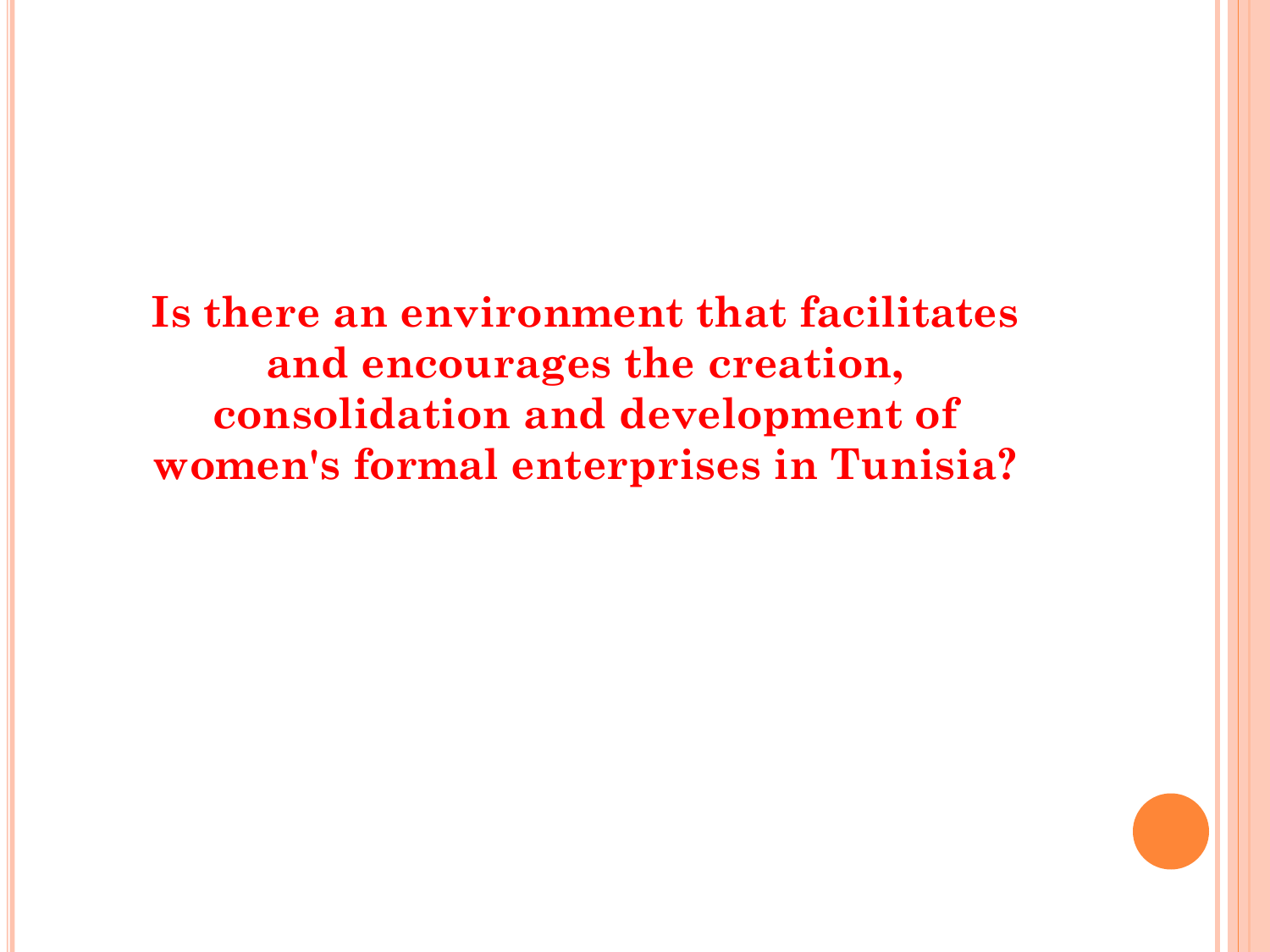**Is there an environment that facilitates and encourages the creation, consolidation and development of women's formal enterprises in Tunisia?**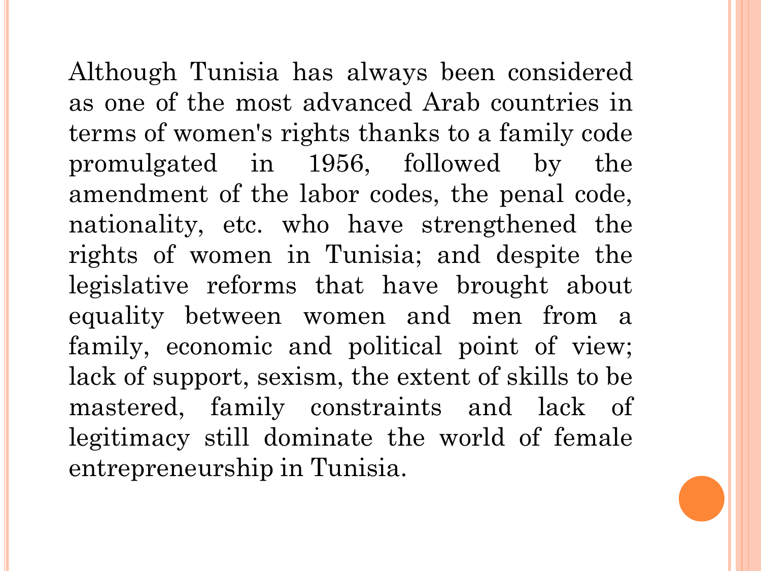Although Tunisia has always been considered as one of the most advanced Arab countries in terms of women's rights thanks to a family code promulgated in 1956, followed by the amendment of the labor codes, the penal code, nationality, etc. who have strengthened the rights of women in Tunisia; and despite the legislative reforms that have brought about equality between women and men from a family, economic and political point of view; lack of support, sexism, the extent of skills to be mastered, family constraints and lack of legitimacy still dominate the world of female entrepreneurship in Tunisia.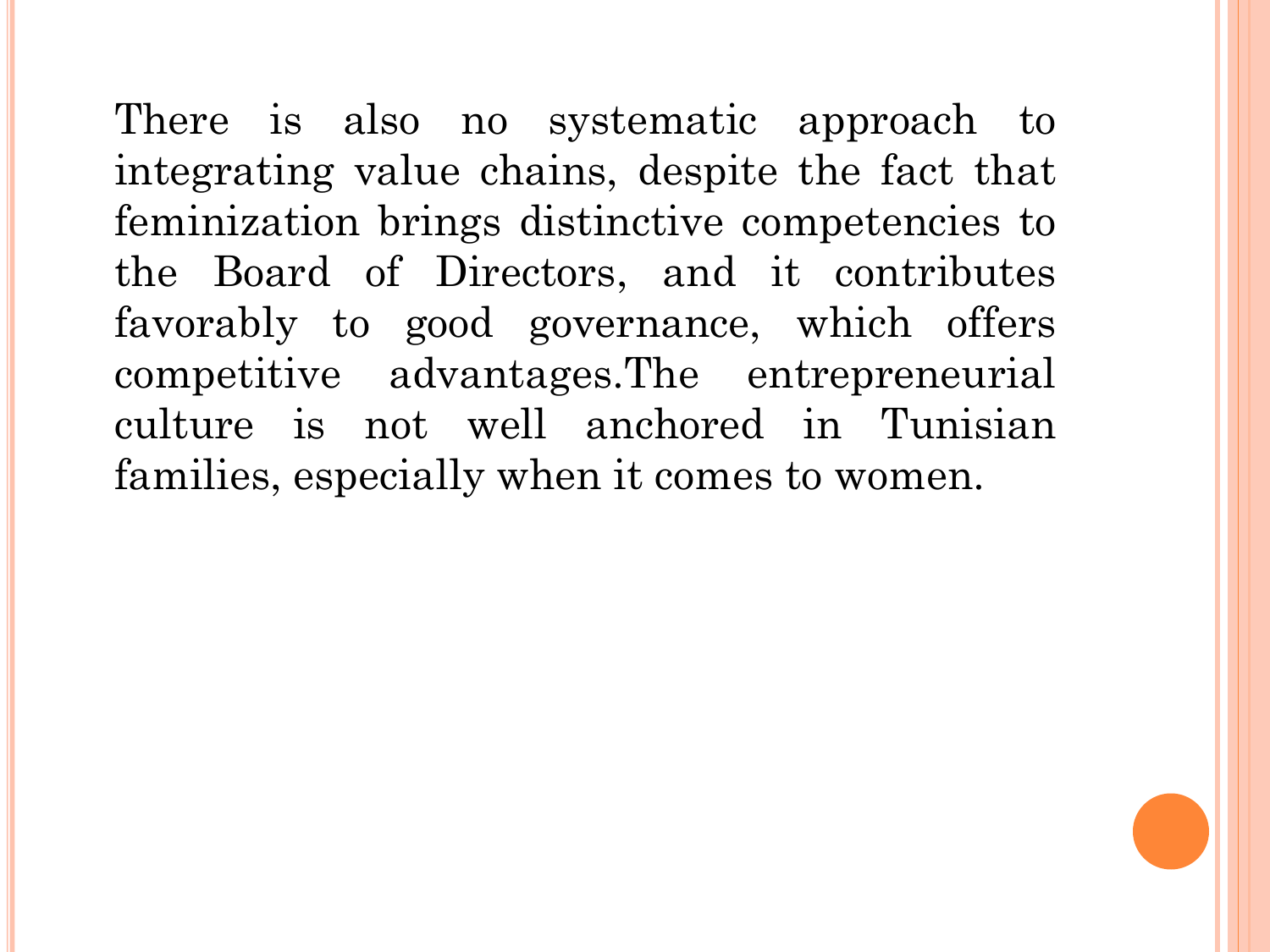There is also no systematic approach to integrating value chains, despite the fact that feminization brings distinctive competencies to the Board of Directors, and it contributes favorably to good governance, which offers competitive advantages.The entrepreneurial culture is not well anchored in Tunisian families, especially when it comes to women.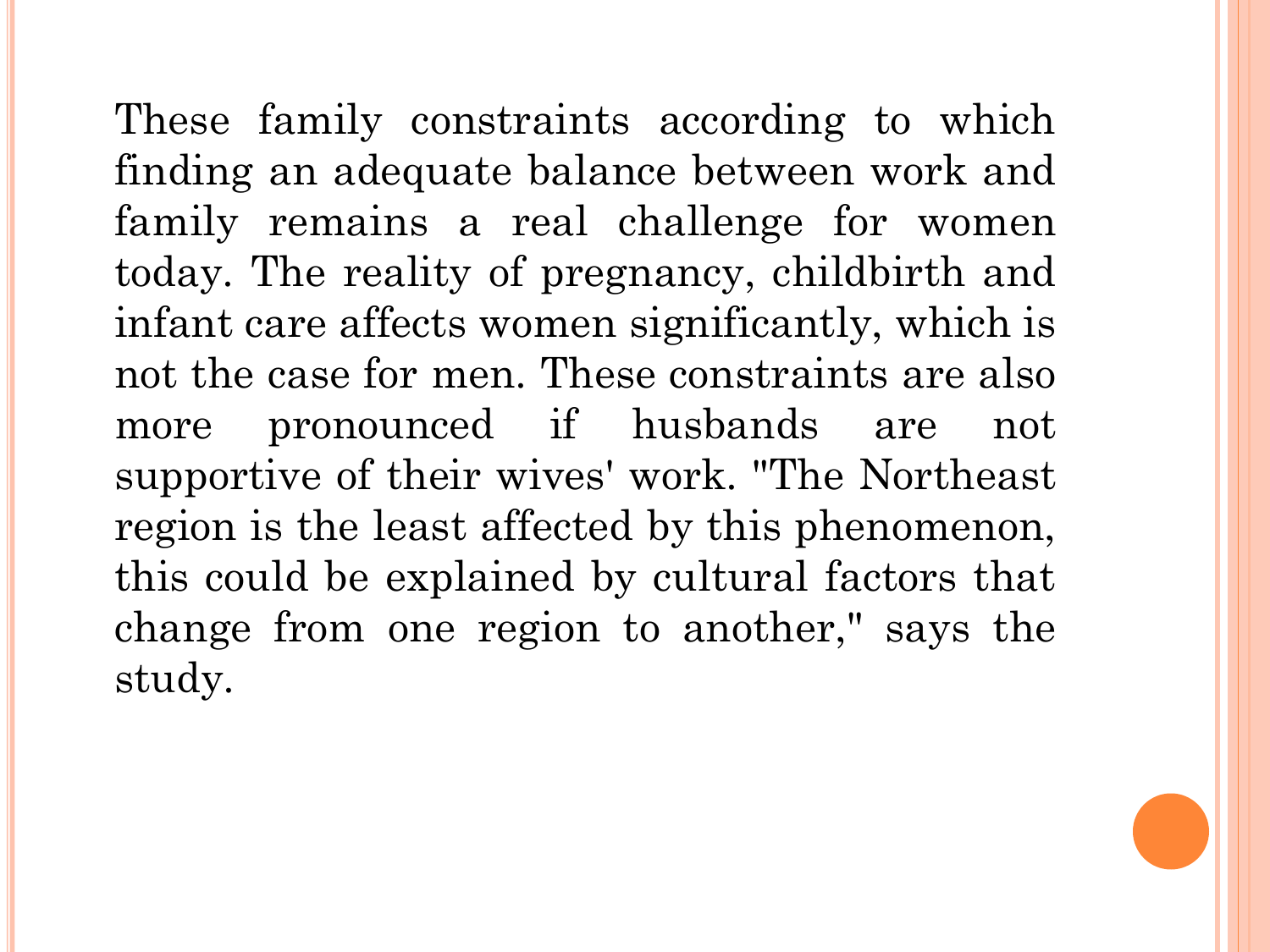These family constraints according to which finding an adequate balance between work and family remains a real challenge for women today. The reality of pregnancy, childbirth and infant care affects women significantly, which is not the case for men. These constraints are also more pronounced if husbands are not supportive of their wives' work. "The Northeast region is the least affected by this phenomenon, this could be explained by cultural factors that change from one region to another," says the study.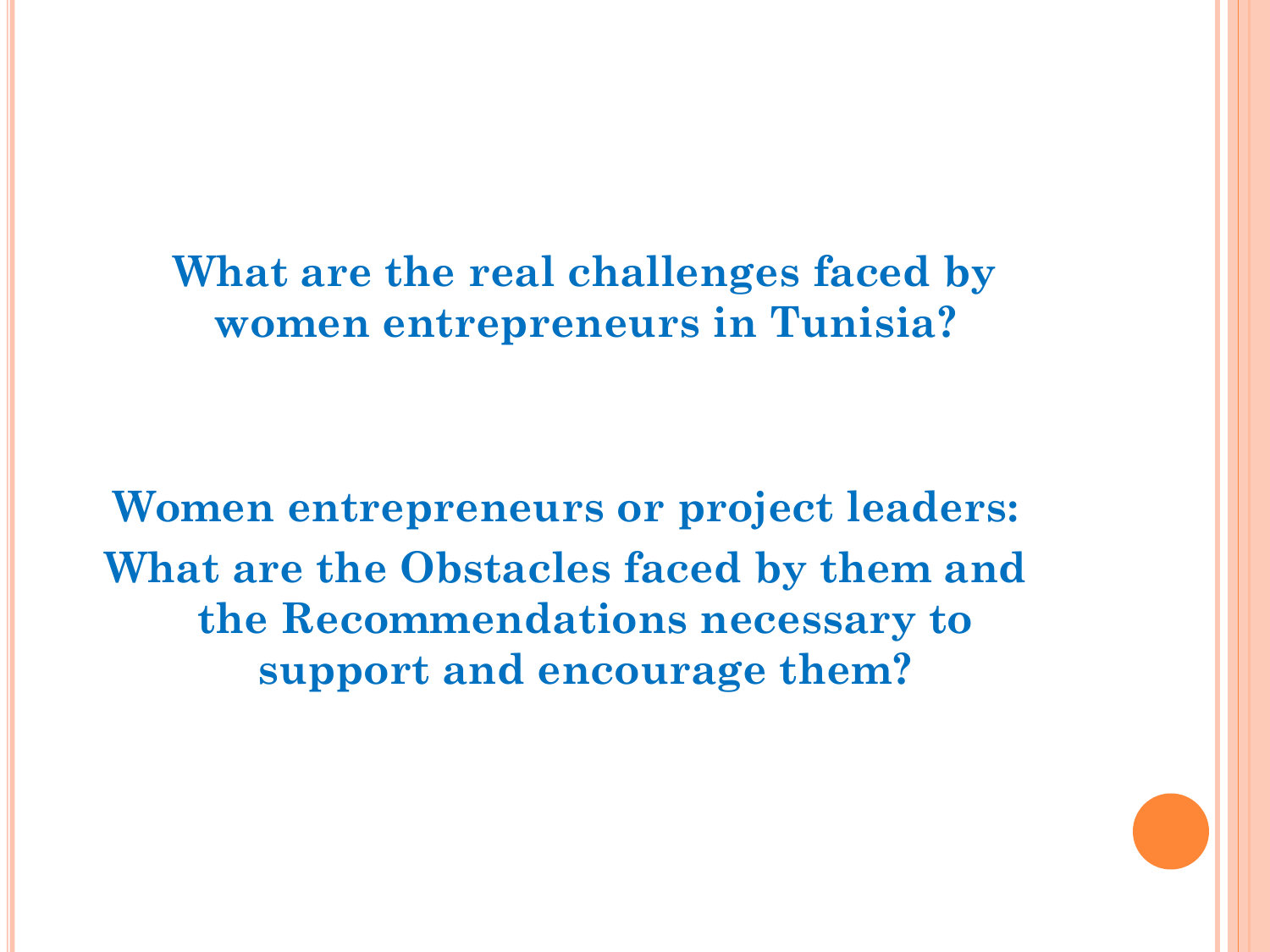**What are the real challenges faced by women entrepreneurs in Tunisia?**

**Women entrepreneurs or project leaders: What are the Obstacles faced by them and the Recommendations necessary to support and encourage them?**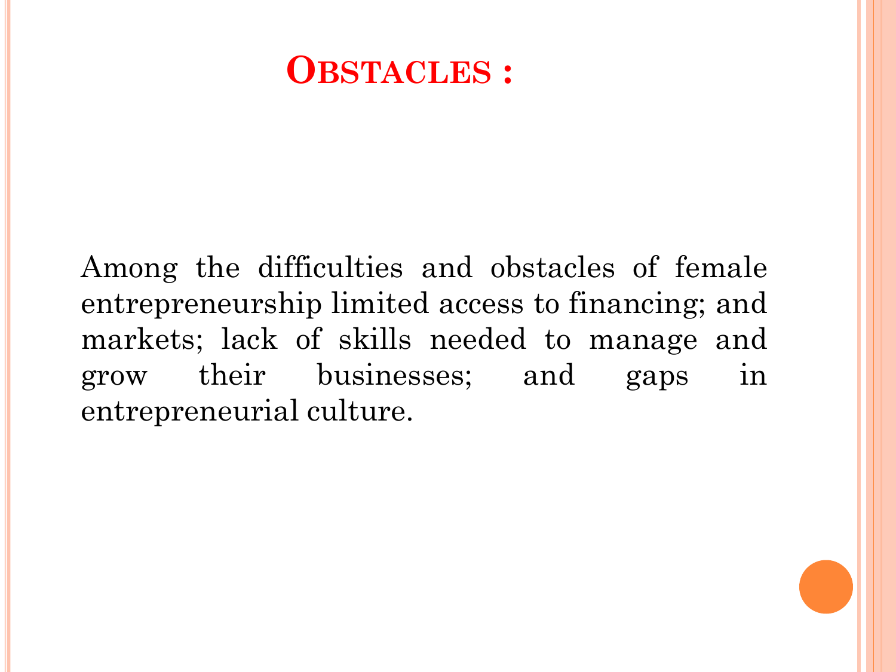# Obstacles :

Among the difficulties and obstacles of female entrepreneurship limited access to financing; and markets; lack of skills needed to manage and grow their businesses; and gaps in entrepreneurial culture.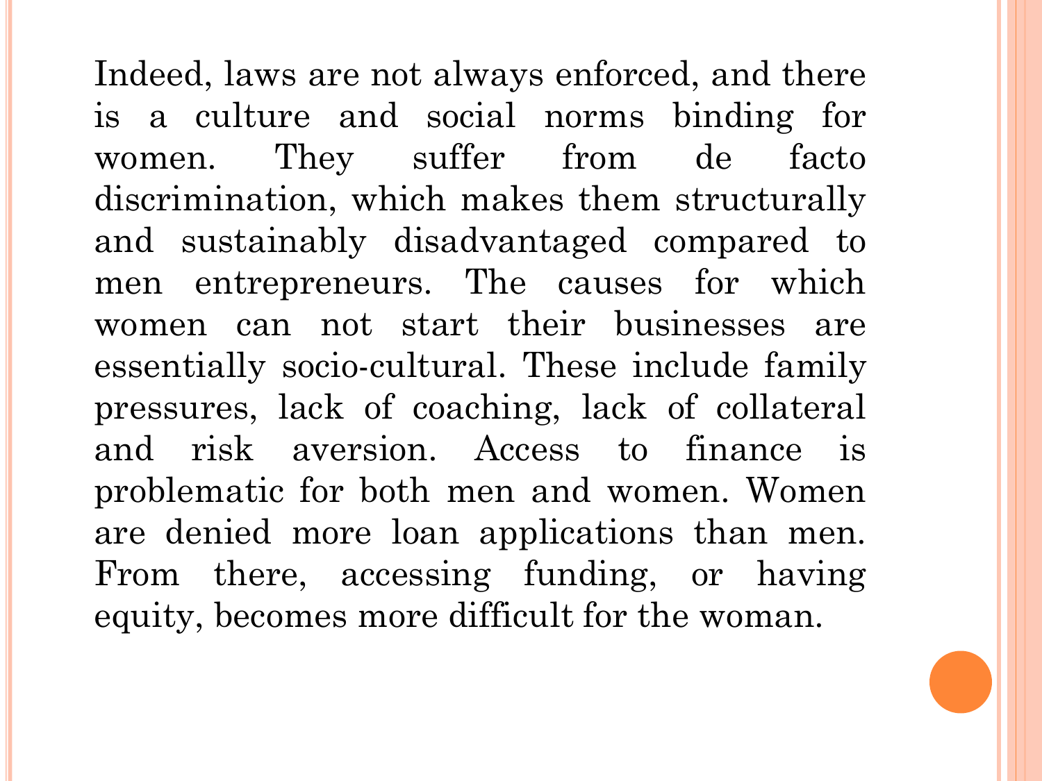Indeed, laws are not always enforced, and there is a culture and social norms binding for women. They suffer from de facto discrimination, which makes them structurally and sustainably disadvantaged compared to men entrepreneurs. The causes for which women can not start their businesses are essentially socio-cultural. These include family pressures, lack of coaching, lack of collateral and risk aversion. Access to finance is problematic for both men and women. Women are denied more loan applications than men. From there, accessing funding, or having equity, becomes more difficult for the woman.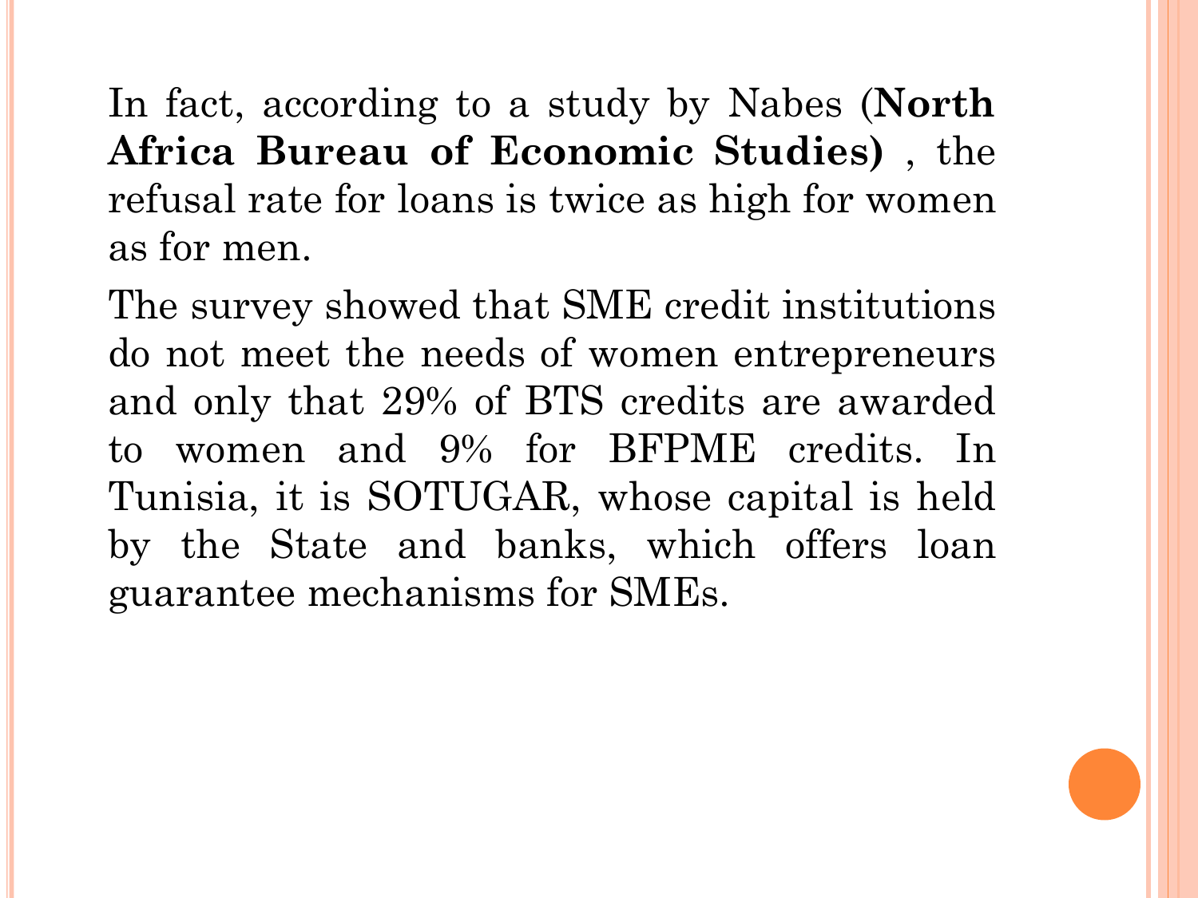In fact, according to a study by Nabes (**North Africa Bureau of Economic Studies)** , the refusal rate for loans is twice as high for women as for men.

The survey showed that SME credit institutions do not meet the needs of women entrepreneurs and only that 29% of BTS credits are awarded to women and 9% for BFPME credits. In Tunisia, it is SOTUGAR, whose capital is held by the State and banks, which offers loan guarantee mechanisms for SMEs.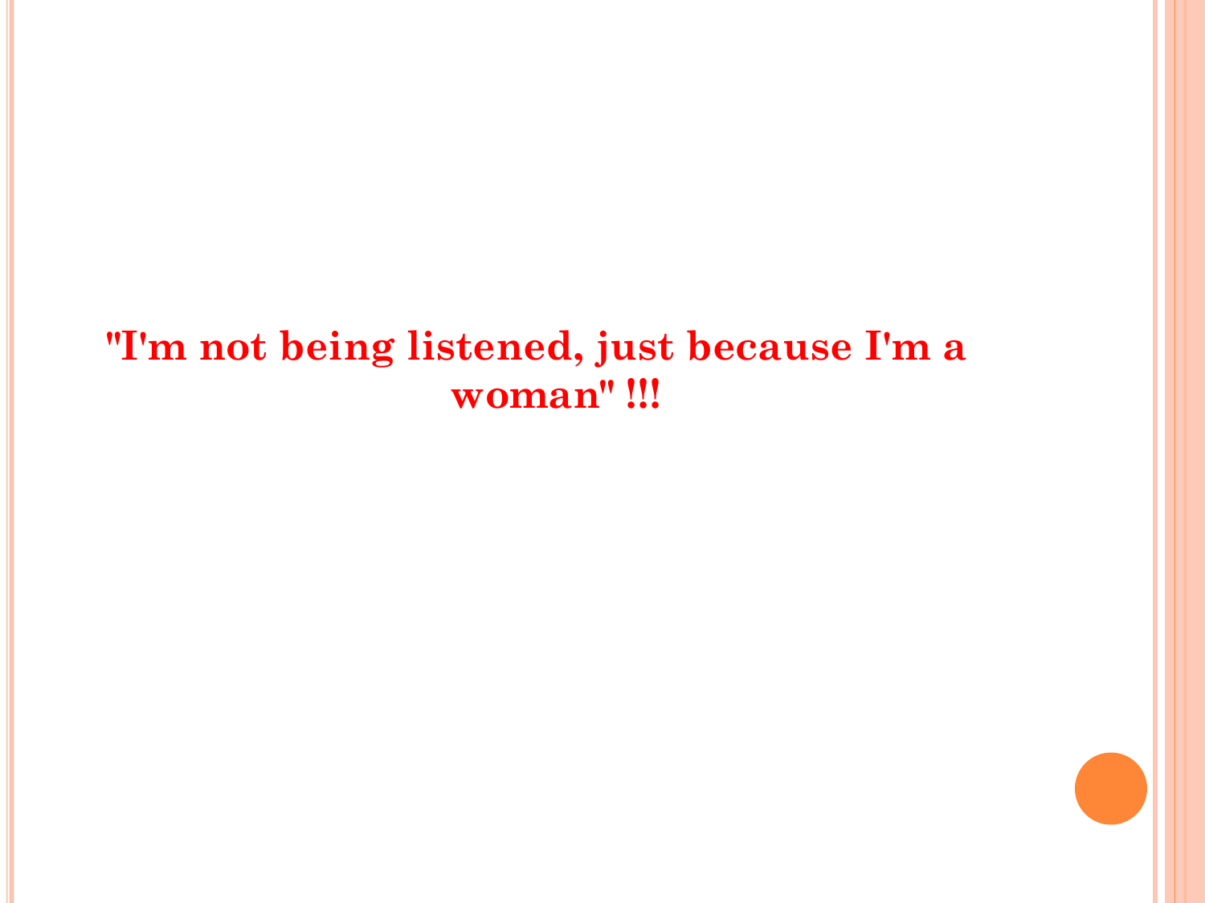**"I'm not being listened, just because I'm a woman" !!!**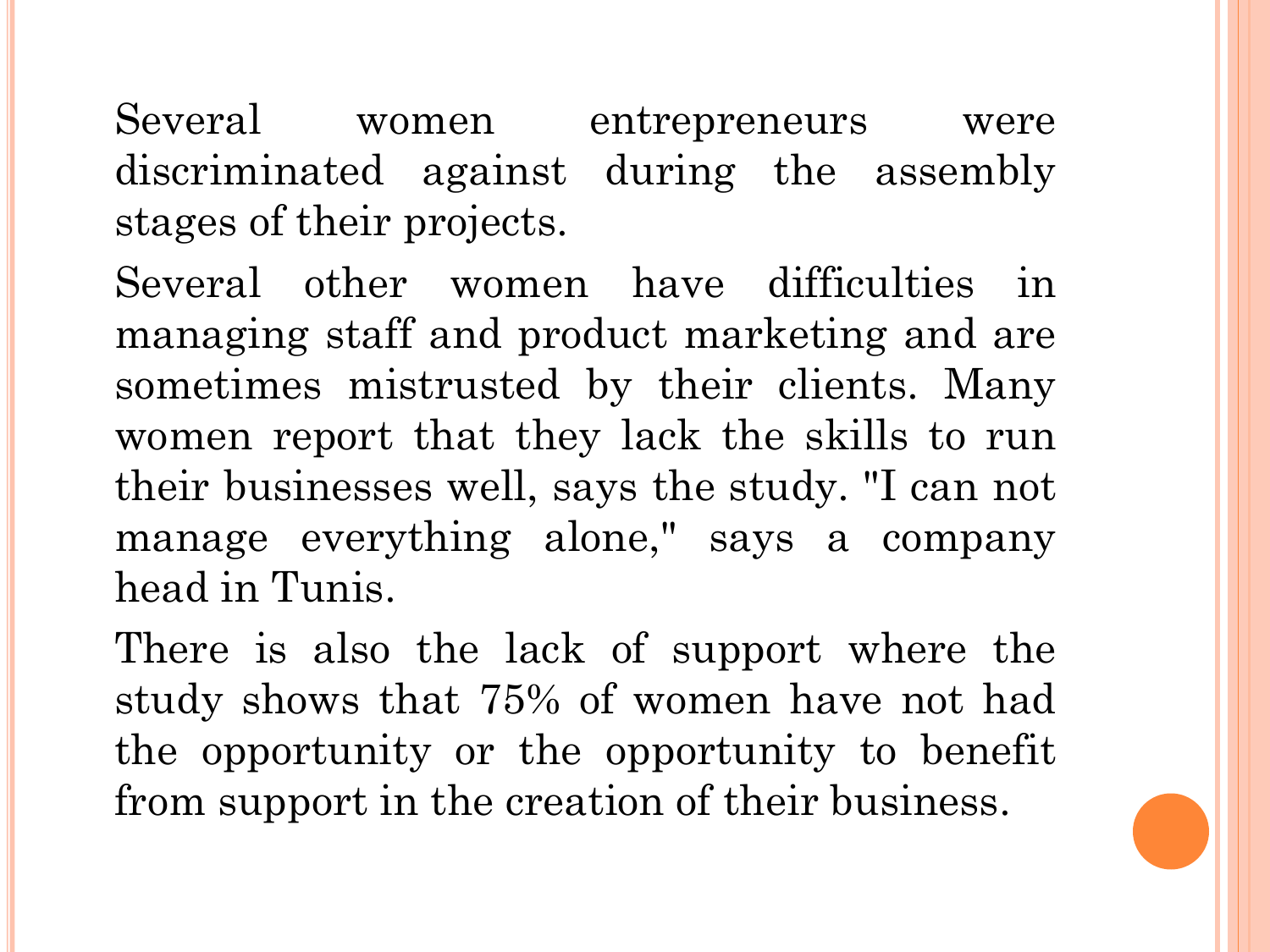Several women entrepreneurs were discriminated against during the assembly stages of their projects.

Several other women have difficulties in managing staff and product marketing and are sometimes mistrusted by their clients. Many women report that they lack the skills to run their businesses well, says the study. "I can not manage everything alone," says a company head in Tunis.

There is also the lack of support where the study shows that 75% of women have not had the opportunity or the opportunity to benefit from support in the creation of their business.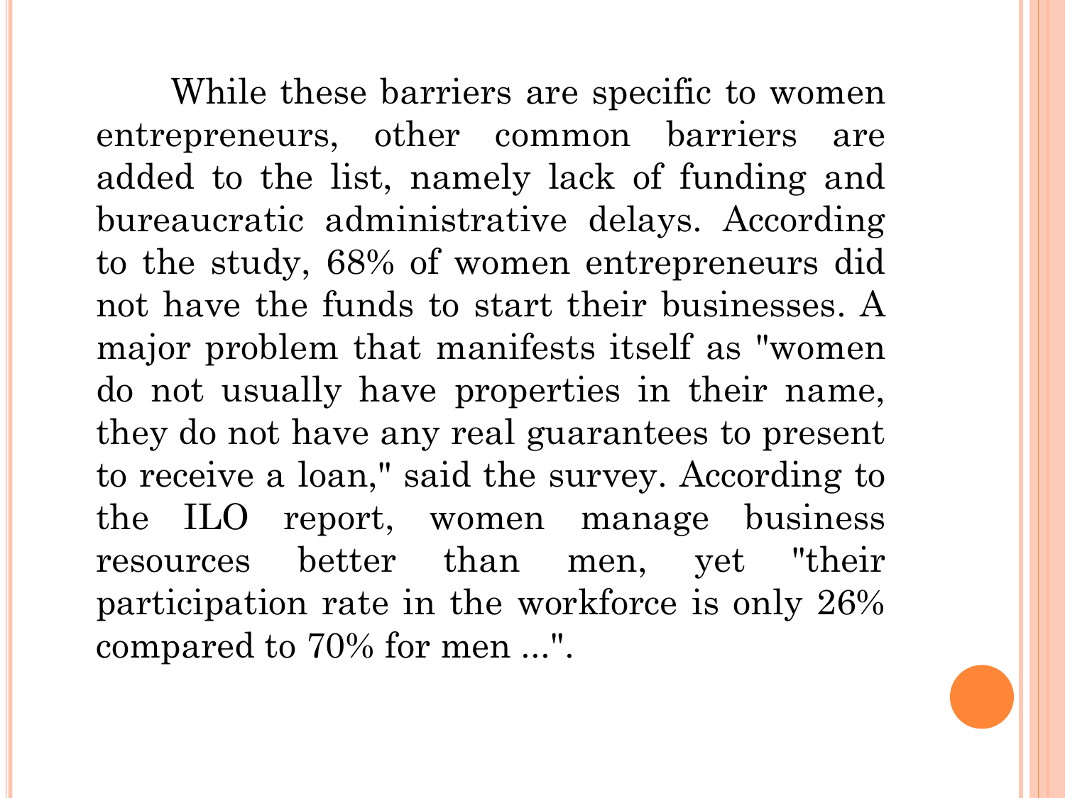While these barriers are specific to women entrepreneurs, other common barriers are added to the list, namely lack of funding and bureaucratic administrative delays. According to the study, 68% of women entrepreneurs did not have the funds to start their businesses. A major problem that manifests itself as "women do not usually have properties in their name, they do not have any real guarantees to present to receive a loan," said the survey. According to the ILO report, women manage business resources better than men, yet "their participation rate in the workforce is only 26% compared to 70% for men ...".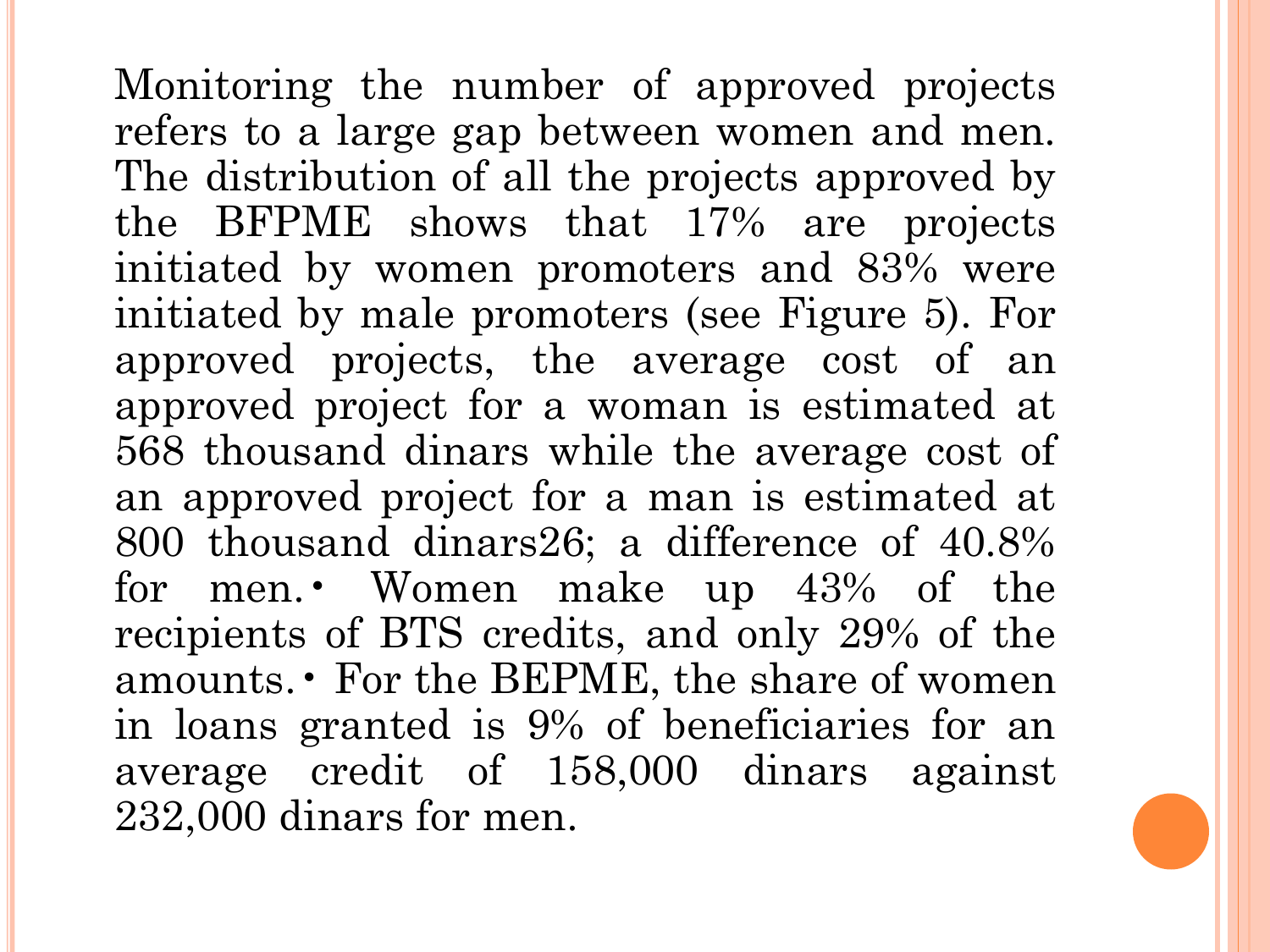Monitoring the number of approved projects refers to a large gap between women and men. The distribution of all the projects approved by the BFPME shows that 17% are projects initiated by women promoters and 83% were initiated by male promoters (see Figure 5). For approved projects, the average cost of an approved project for a woman is estimated at 568 thousand dinars while the average cost of an approved project for a man is estimated at 800 thousand dinars[26]; a difference of 40.8% for men.• Women make up 43% of the recipients of BTS credits, and only 29% of the amounts.• For the BEPME, the share of women in loans granted is 9% of beneficiaries for an average credit of 158,000 dinars against 232,000 dinars for men.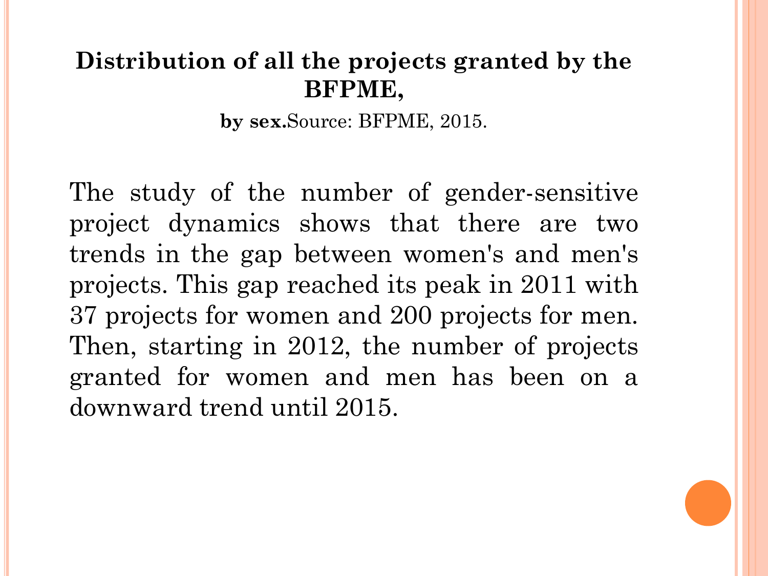**Distribution of all the projects granted by the BFPME,**

**by sex.**Source: BFPME, 2015.

The study of the number of gender-sensitive project dynamics shows that there are two trends in the gap between women's and men's projects. This gap reached its peak in 2011 with 37 projects for women and 200 projects for men. Then, starting in 2012, the number of projects granted for women and men has been on a downward trend until 2015.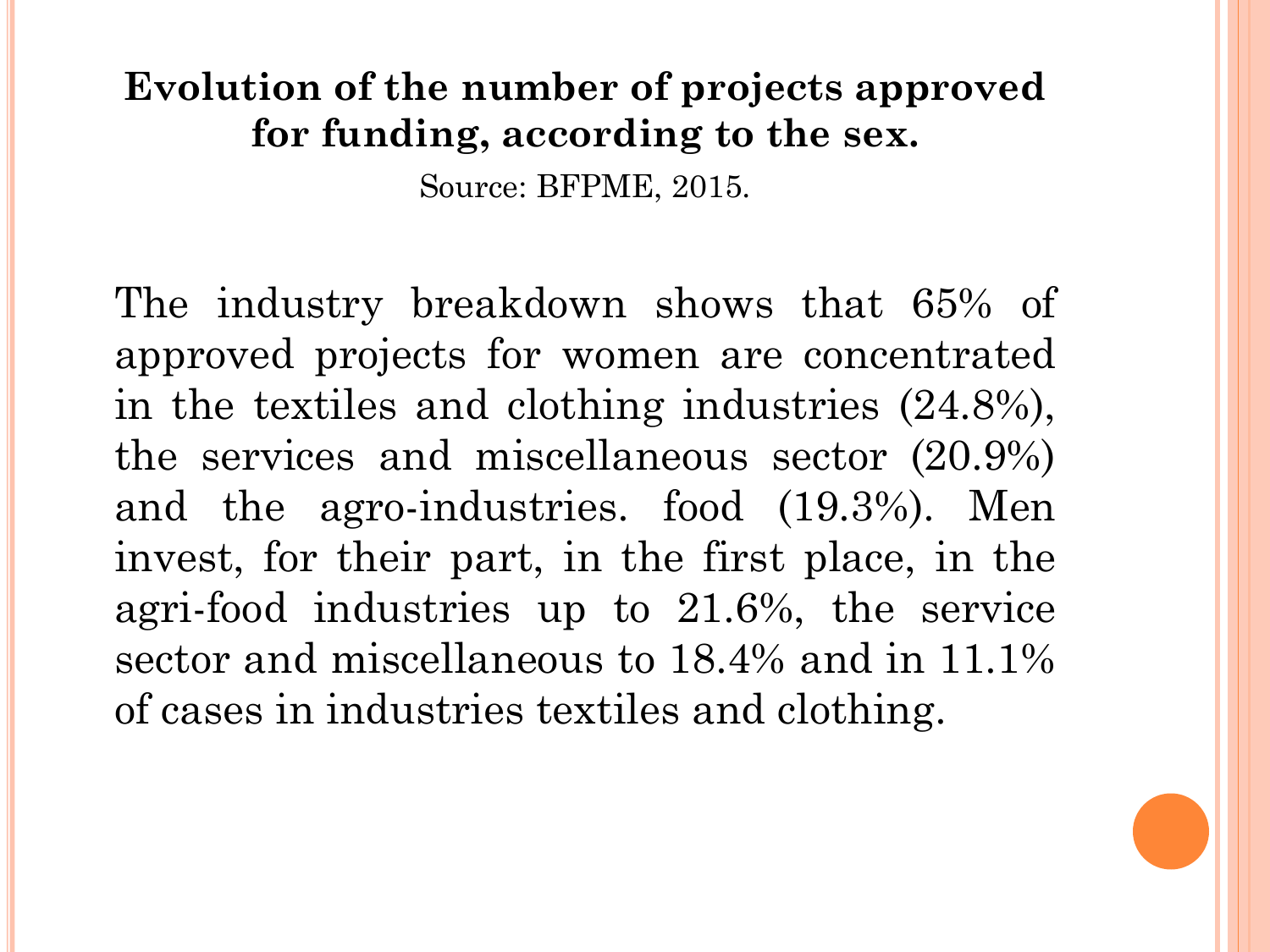**Evolution of the number of projects approved for funding, according to the sex.**

Source: BFPME, 2015.

The industry breakdown shows that 65% of approved projects for women are concentrated in the textiles and clothing industries (24.8%), the services and miscellaneous sector (20.9%) and the agro-industries. food (19.3%). Men invest, for their part, in the first place, in the agri-food industries up to 21.6%, the service sector and miscellaneous to 18.4% and in 11.1% of cases in industries textiles and clothing.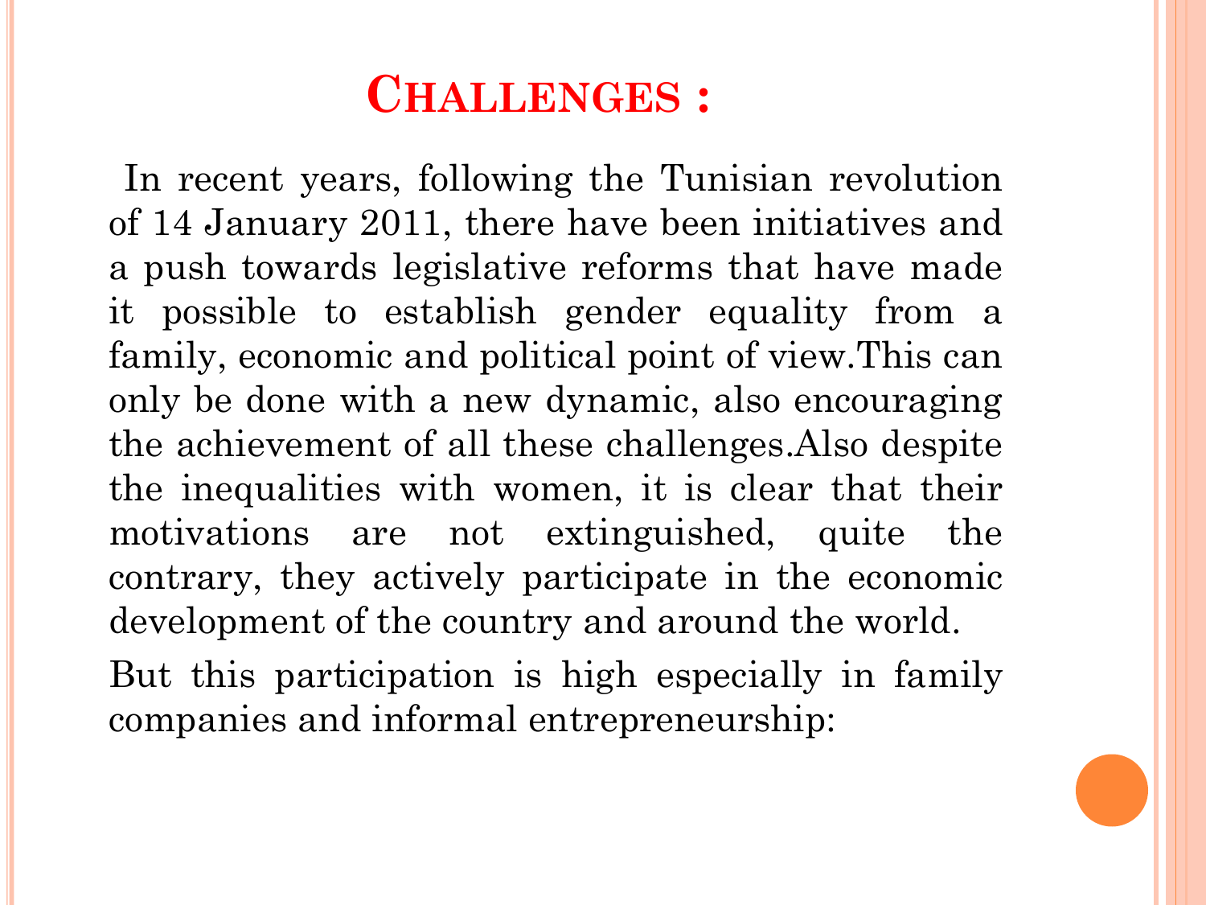# Challenges :

In recent years, following the Tunisian revolution of 14 January 2011, there have been initiatives and a push towards legislative reforms that have made it possible to establish gender equality from a family, economic and political point of view.This can only be done with a new dynamic, also encouraging the achievement of all these challenges.Also despite the inequalities with women, it is clear that their motivations are not extinguished, quite the contrary, they actively participate in the economic development of the country and around the world.

But this participation is high especially in family companies and informal entrepreneurship: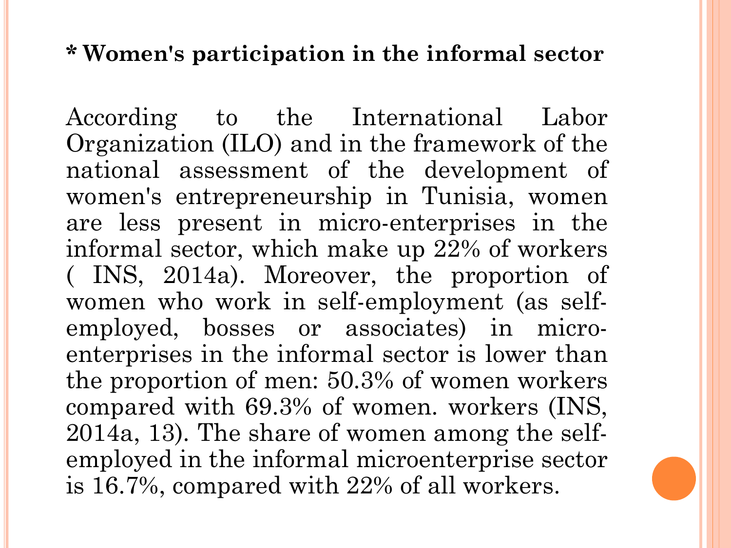**\* Women's participation in the informal sector**

According to the International Labor Organization (ILO) and in the framework of the national assessment of the development of women's entrepreneurship in Tunisia, women are less present in micro-enterprises in the informal sector, which make up 22% of workers ( INS, 2014a). Moreover, the proportion of women who work in self-employment (as self-employed, bosses or associates) in micro-enterprises in the informal sector is lower than the proportion of men: 50.3% of women workers compared with 69.3% of women. workers (INS, 2014a, 13). The share of women among the self-employed in the informal microenterprise sector is 16.7%, compared with 22% of all workers.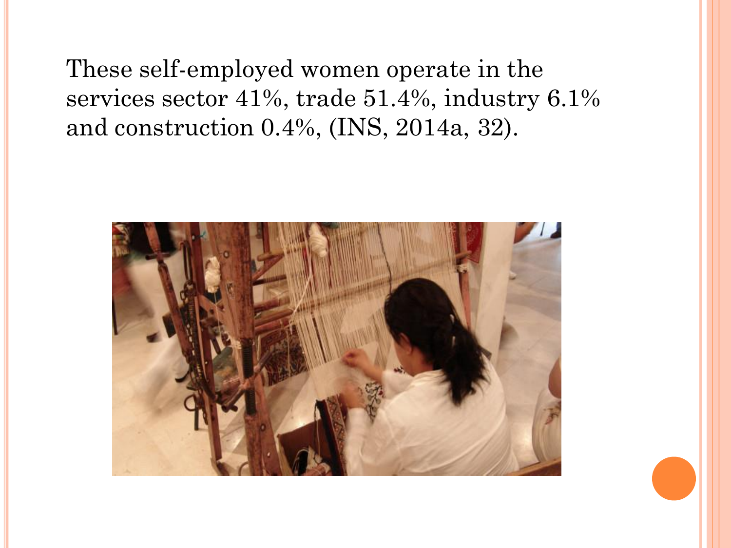These self-employed women operate in the services sector 41%, trade 51.4%, industry 6.1% and construction 0.4%, (INS, 2014a, 32).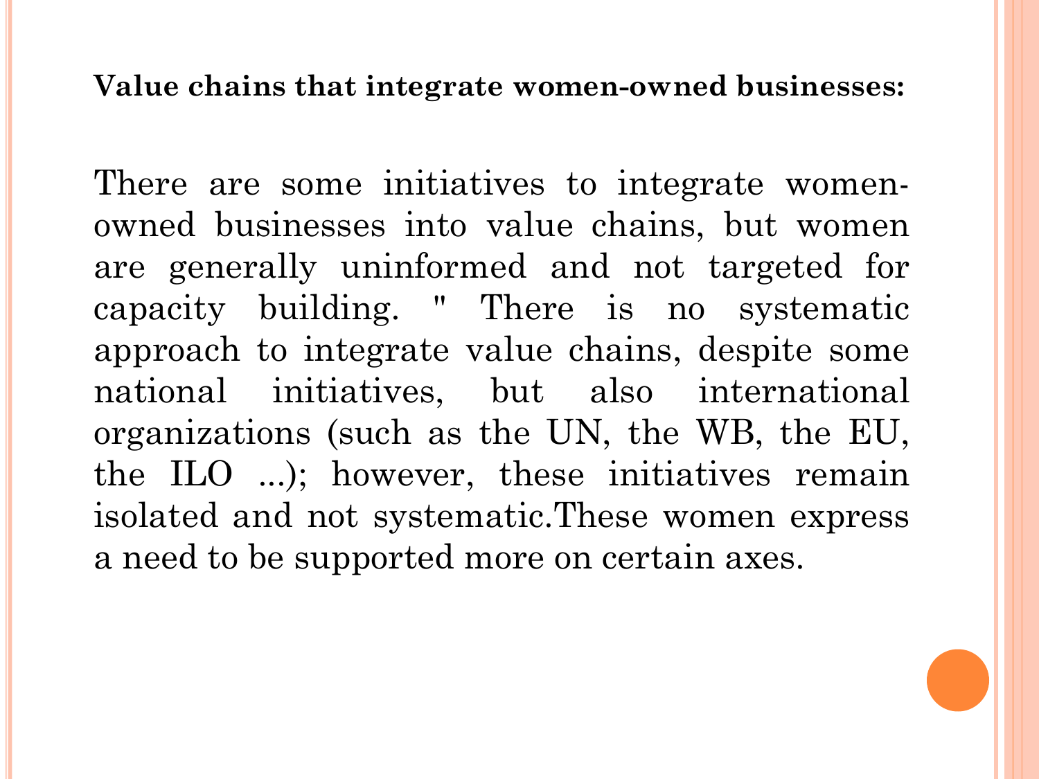**Value chains that integrate women-owned businesses:**

There are some initiatives to integrate women-owned businesses into value chains, but women are generally uninformed and not targeted for capacity building. " There is no systematic approach to integrate value chains, despite some national initiatives, but also international organizations (such as the UN, the WB, the EU, the ILO ...); however, these initiatives remain isolated and not systematic.These women express a need to be supported more on certain axes.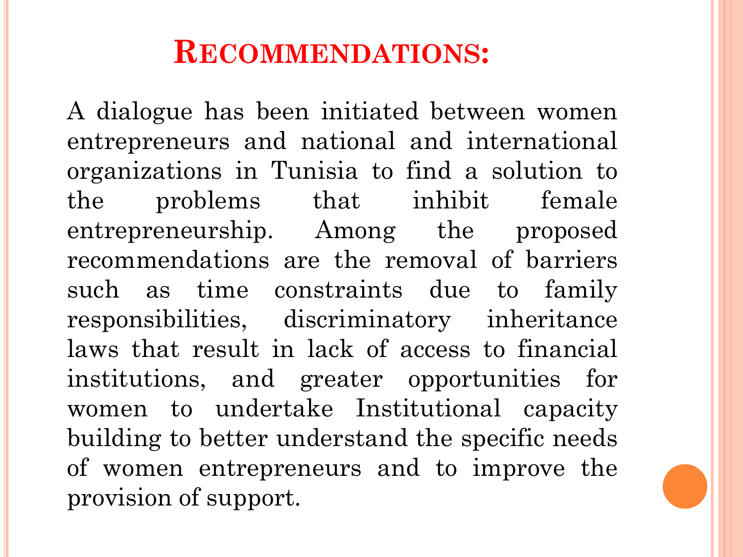# Recommendations:

A dialogue has been initiated between women entrepreneurs and national and international organizations in Tunisia to find a solution to the problems that inhibit female entrepreneurship. Among the proposed recommendations are the removal of barriers such as time constraints due to family responsibilities, discriminatory inheritance laws that result in lack of access to financial institutions, and greater opportunities for women to undertake Institutional capacity building to better understand the specific needs of women entrepreneurs and to improve the provision of support.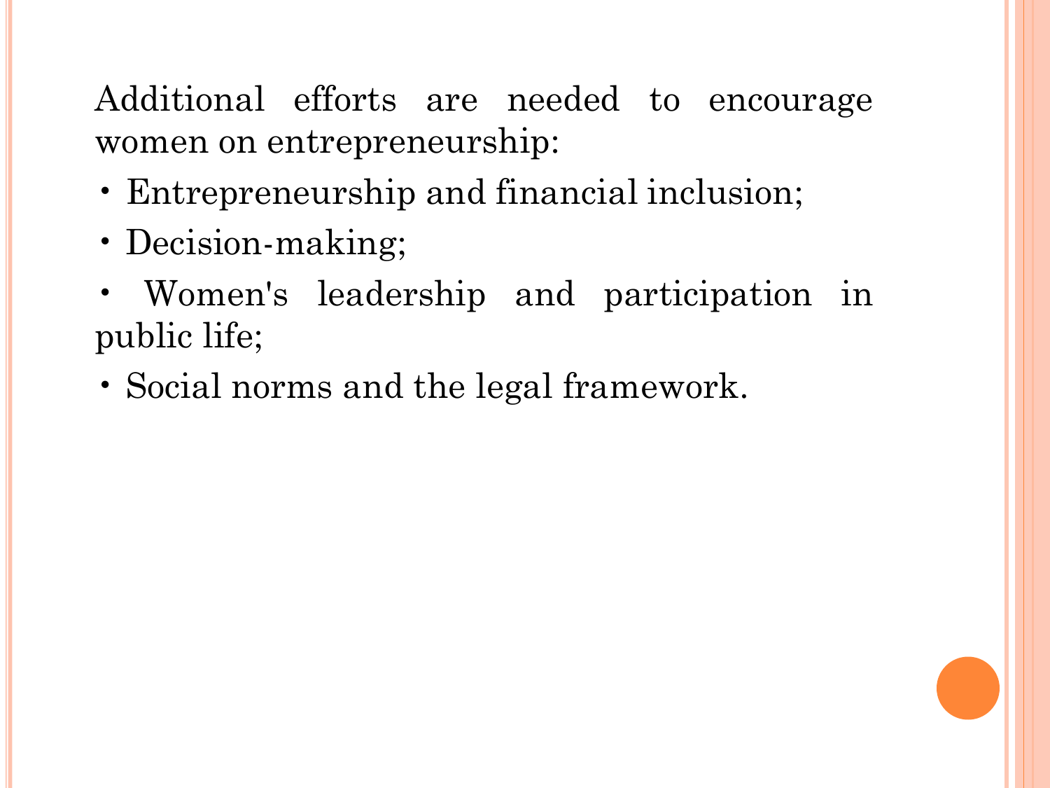Additional efforts are needed to encourage women on entrepreneurship:

- Entrepreneurship and financial inclusion;
- Decision-making;
- Women's leadership and participation in public life;
- Social norms and the legal framework.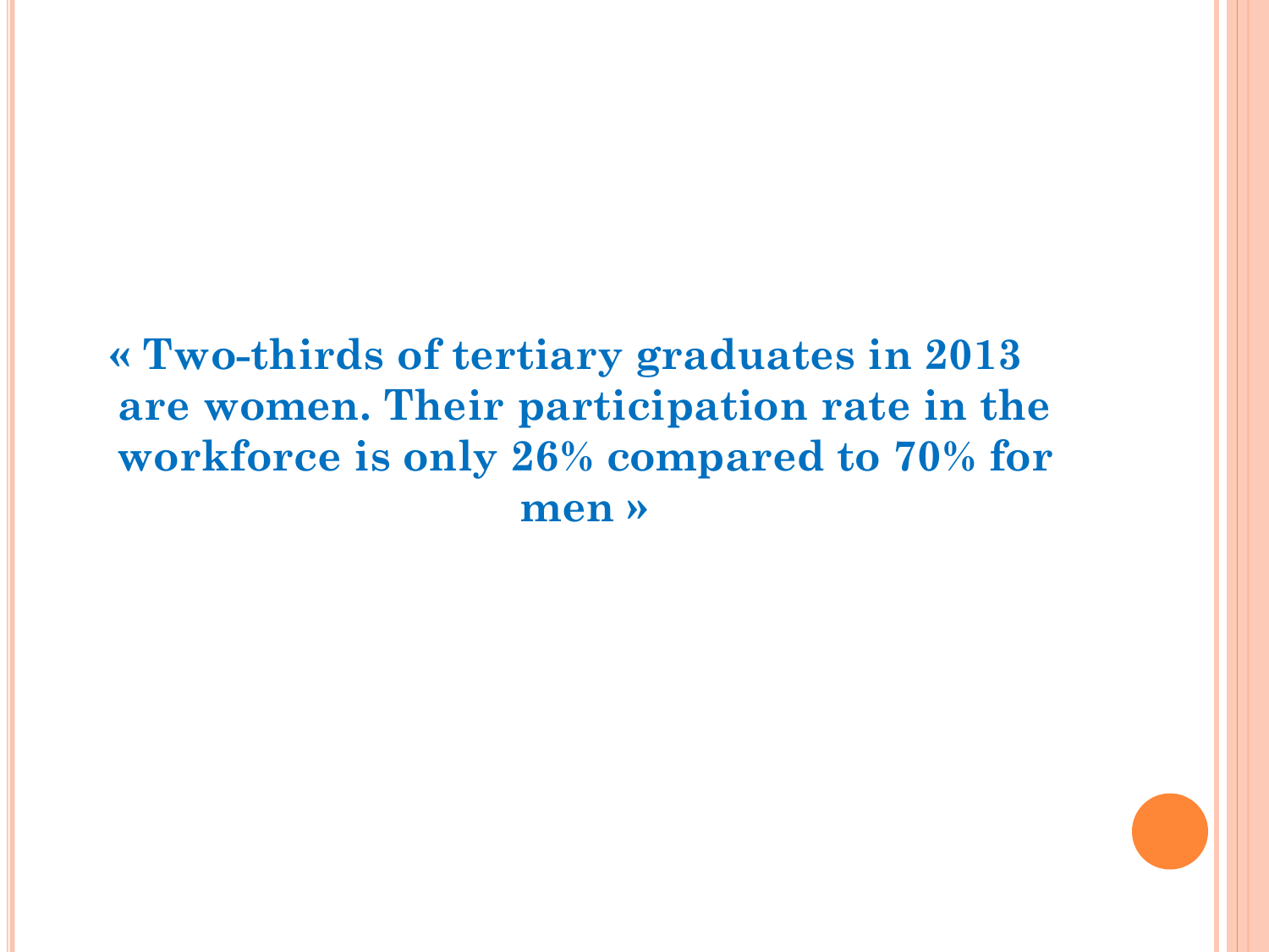**« Two-thirds of tertiary graduates in 2013 are women. Their participation rate in the workforce is only 26% compared to 70% for men »**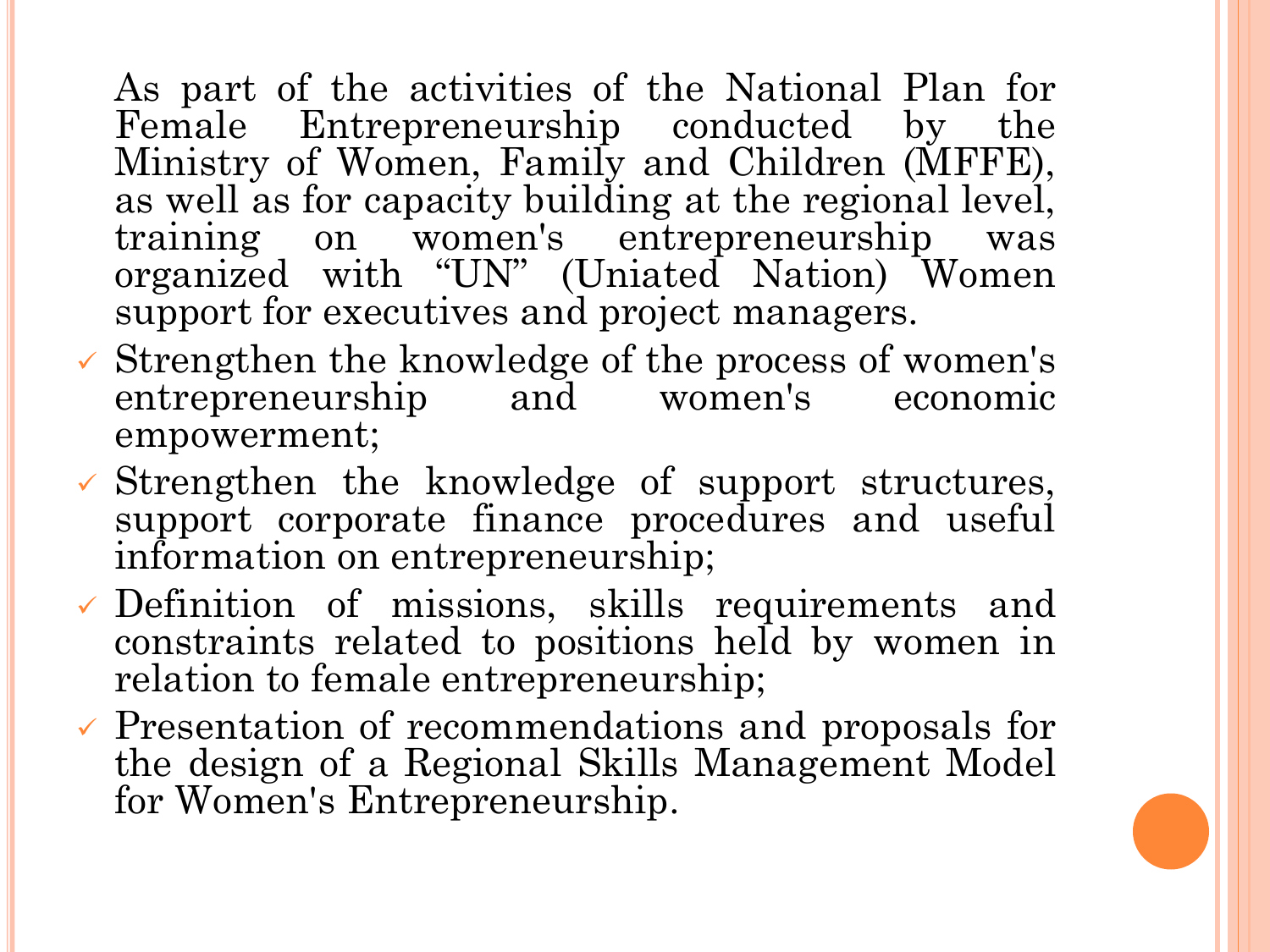As part of the activities of the National Plan for Female Entrepreneurship conducted by the Ministry of Women, Family and Children (MFFE), as well as for capacity building at the regional level, training on women's entrepreneurship was organized with “UN” (Uniated Nation) Women support for executives and project managers.

- Strengthen the knowledge of the process of women's entrepreneurship and women's economic empowerment;
- Strengthen the knowledge of support structures, support corporate finance procedures and useful information on entrepreneurship;
- Definition of missions, skills requirements and constraints related to positions held by women in relation to female entrepreneurship;
- Presentation of recommendations and proposals for the design of a Regional Skills Management Model for Women's Entrepreneurship.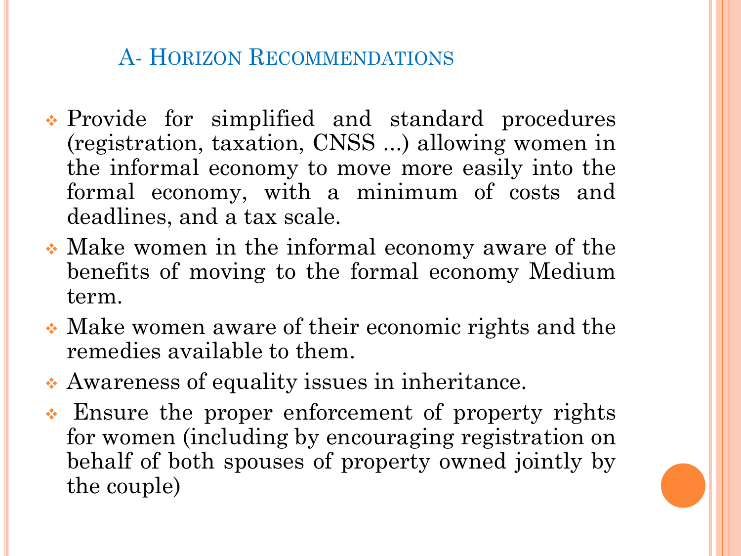## A- Horizon Recommendations

- Provide for simplified and standard procedures (registration, taxation, CNSS ...) allowing women in the informal economy to move more easily into the formal economy, with a minimum of costs and deadlines, and a tax scale.
- Make women in the informal economy aware of the benefits of moving to the formal economy Medium term.
- Make women aware of their economic rights and the remedies available to them.
- Awareness of equality issues in inheritance.
- Ensure the proper enforcement of property rights for women (including by encouraging registration on behalf of both spouses of property owned jointly by the couple)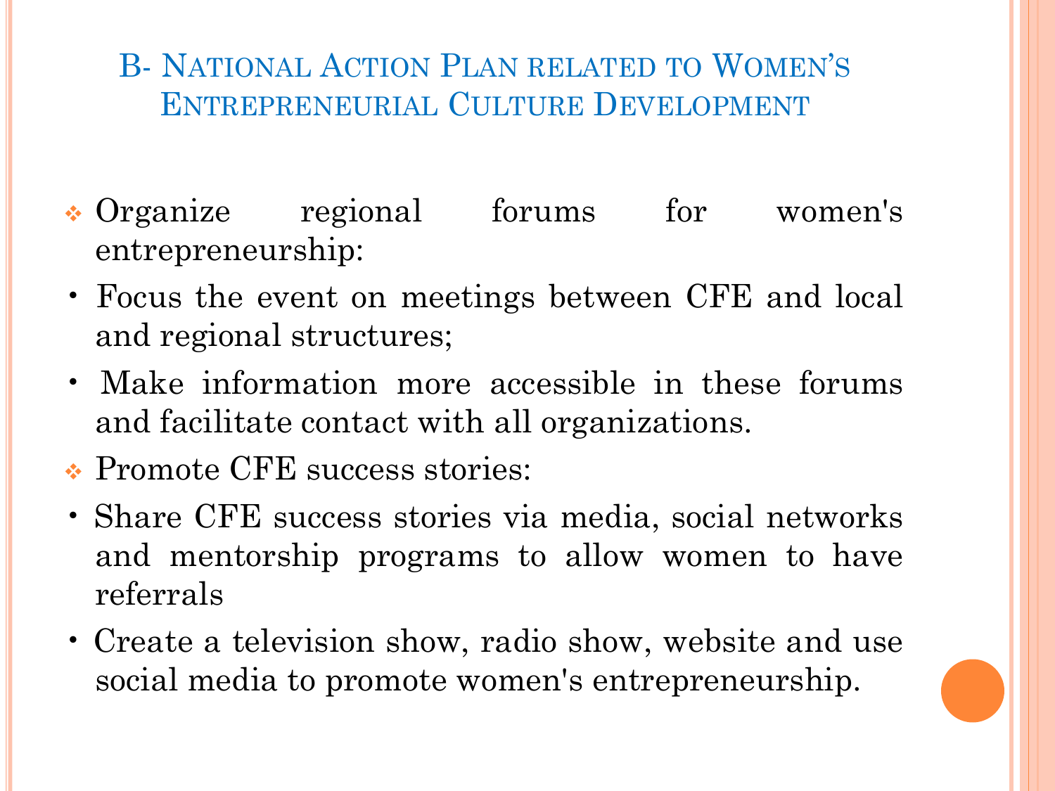## B- National Action Plan related to Women's Entrepreneurial Culture Development

- Organize regional forums for women's entrepreneurship:
  - Focus the event on meetings between CFE and local and regional structures;
  - Make information more accessible in these forums and facilitate contact with all organizations.
- Promote CFE success stories:
  - Share CFE success stories via media, social networks and mentorship programs to allow women to have referrals
  - Create a television show, radio show, website and use social media to promote women's entrepreneurship.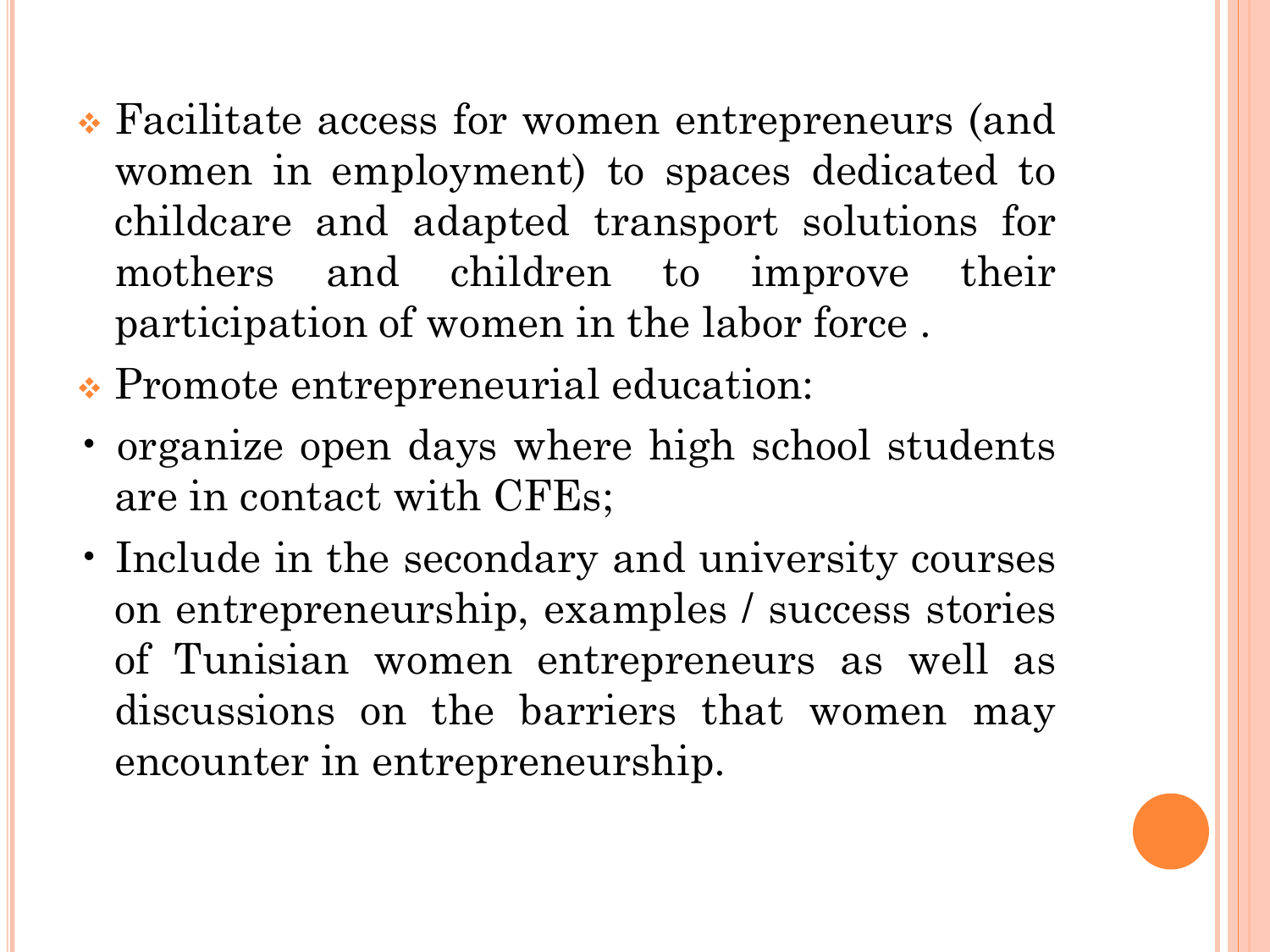- Facilitate access for women entrepreneurs (and women in employment) to spaces dedicated to childcare and adapted transport solutions for mothers and children to improve their participation of women in the labor force .
- Promote entrepreneurial education:
  - organize open days where high school students are in contact with CFEs;
  - Include in the secondary and university courses on entrepreneurship, examples / success stories of Tunisian women entrepreneurs as well as discussions on the barriers that women may encounter in entrepreneurship.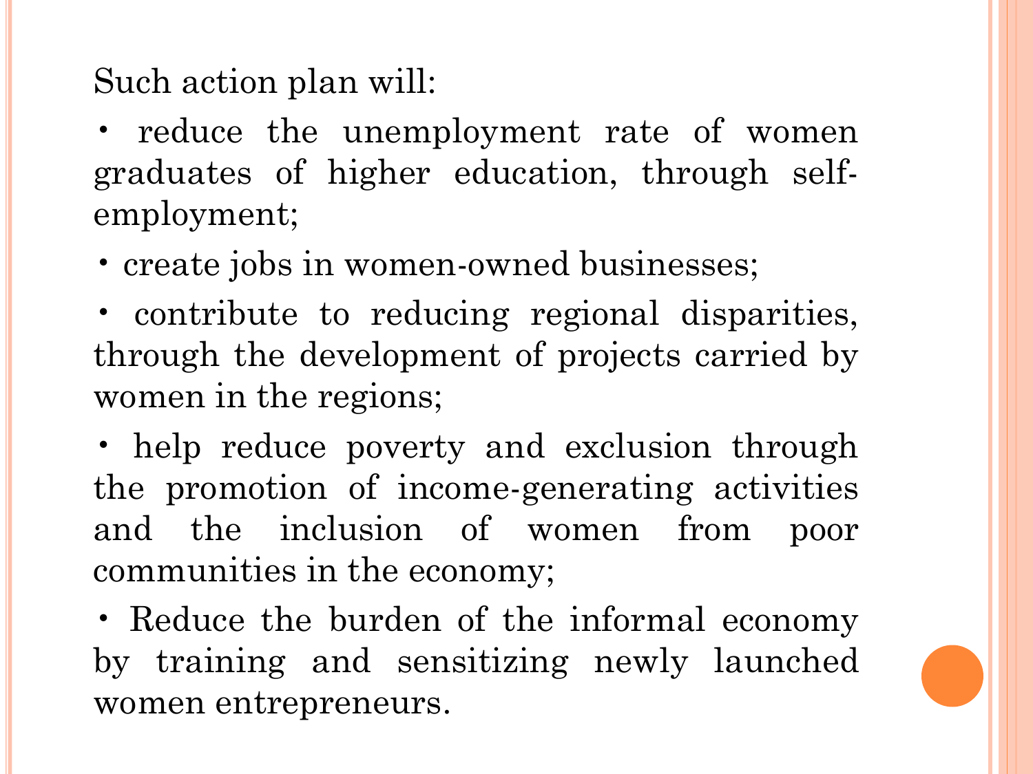Such action plan will:

- reduce the unemployment rate of women graduates of higher education, through self-employment;
- create jobs in women-owned businesses;
- contribute to reducing regional disparities, through the development of projects carried by women in the regions;
- help reduce poverty and exclusion through the promotion of income-generating activities and the inclusion of women from poor communities in the economy;
- Reduce the burden of the informal economy by training and sensitizing newly launched women entrepreneurs.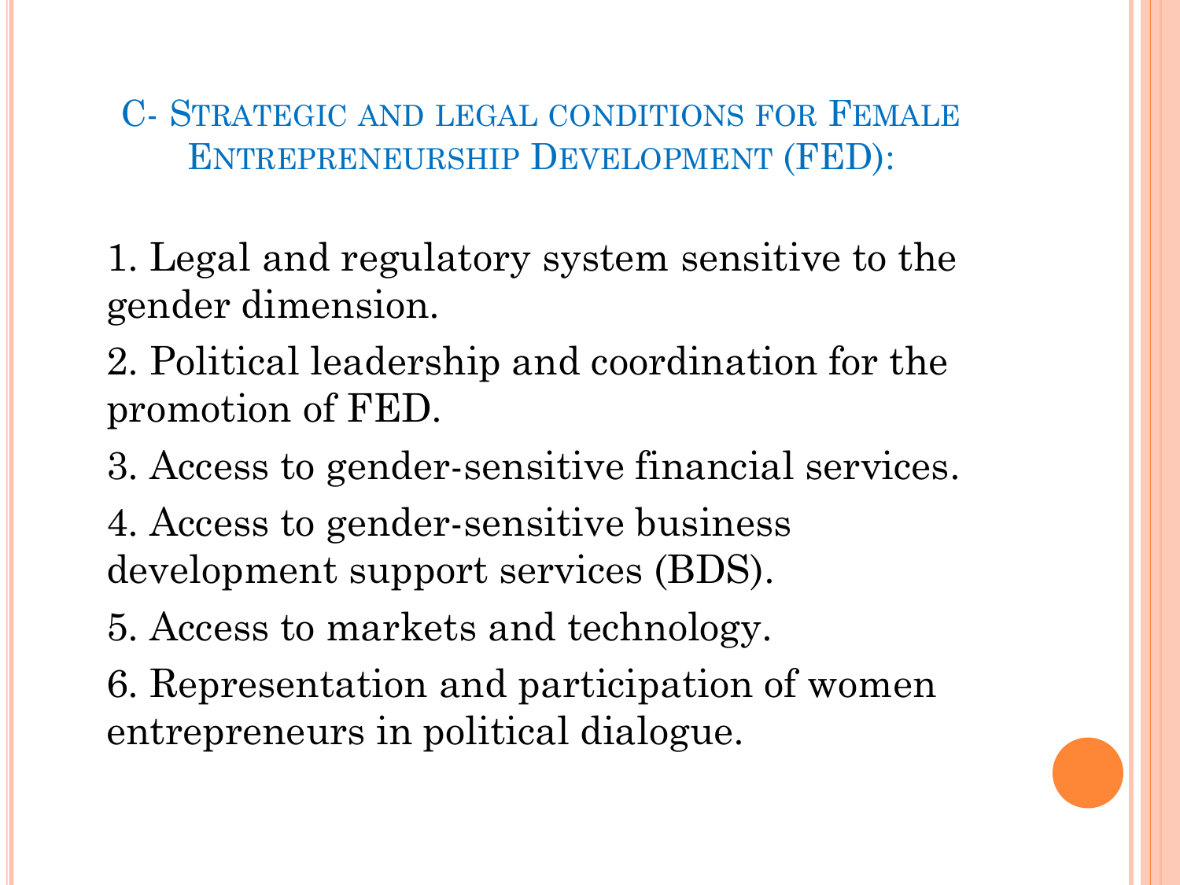## C- Strategic and legal conditions for Female Entrepreneurship Development (FED):

1. Legal and regulatory system sensitive to the gender dimension.
2. Political leadership and coordination for the promotion of FED.
3. Access to gender-sensitive financial services.
4. Access to gender-sensitive business development support services (BDS).
5. Access to markets and technology.
6. Representation and participation of women entrepreneurs in political dialogue.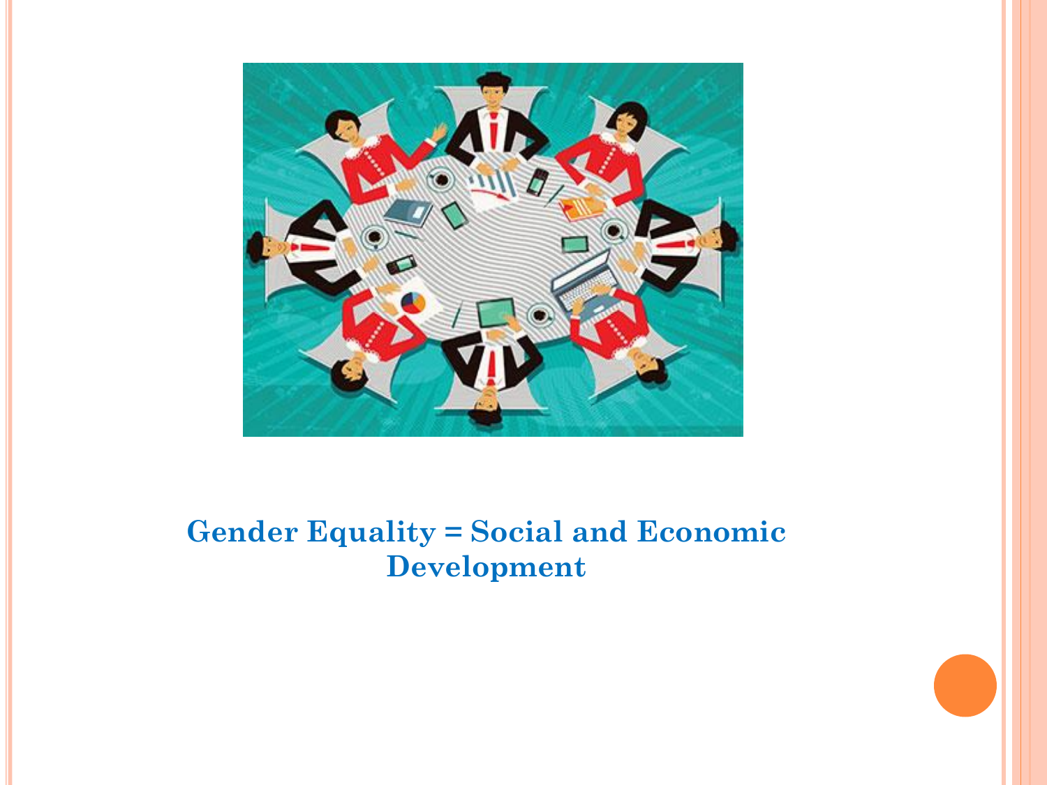**Gender Equality = Social and Economic Development**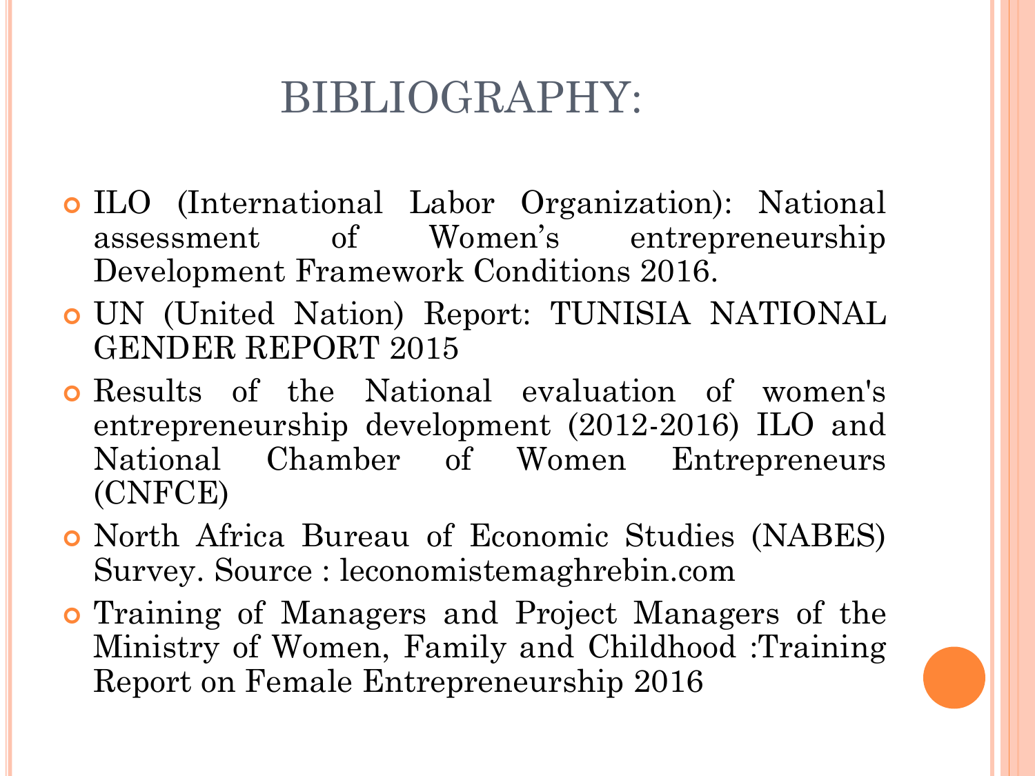# BIBLIOGRAPHY:

- ILO (International Labor Organization): National assessment of Women's entrepreneurship Development Framework Conditions 2016.
- UN (United Nation) Report: TUNISIA NATIONAL GENDER REPORT 2015
- Results of the National evaluation of women's entrepreneurship development (2012-2016) ILO and National Chamber of Women Entrepreneurs (CNFCE)
- North Africa Bureau of Economic Studies (NABES) Survey. Source : leconomistemaghrebin.com
- Training of Managers and Project Managers of the Ministry of Women, Family and Childhood :Training Report on Female Entrepreneurship 2016